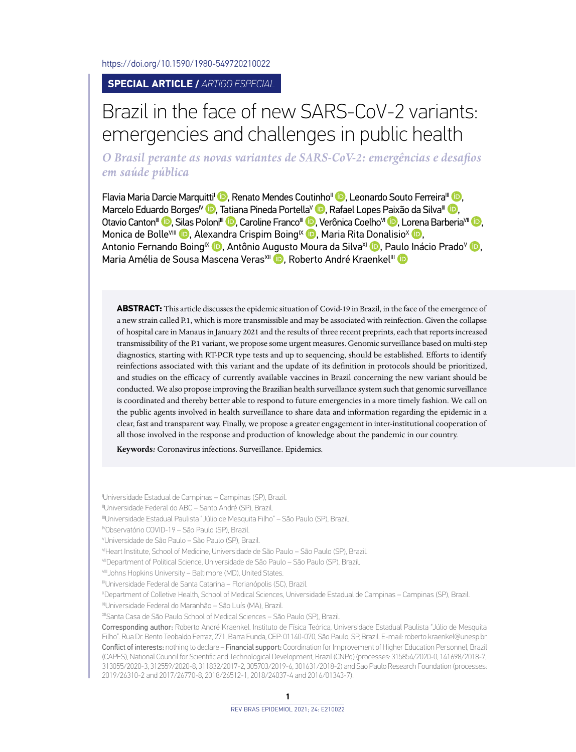https://doi.org/10.1590/1980-549720210022

**SPECIAL ARTICLE /** *ARTIGO ESPECIAL*

# Brazil in the face of new SARS-CoV-2 variants: emergencies and challenges in public health

*O Brasil perante as novas variantes de SARS-CoV-2: emergências e desafios em saúde pública*

Flavia Maria Darcie Marquitti[I], Renato Mendes Coutinho[II], Leonardo Souto Ferreira[III], Marcelo Eduardo Borges[IV], Tatiana Pineda Portella[V], Rafael Lopes Paixão da Silva[III], Otavio Canton[III], Silas Poloni[III], Caroline Franco[III], Verônica Coelho[VI], Lorena Barberia[VII], Monica de Bolle[VIII], Alexandra Crispim Boing[IX], Maria Rita Donalisio[X], Antonio Fernando Boing[IX], Antônio Augusto Moura da Silva[XI], Paulo Inácio Prado[V], Maria Amélia de Sousa Mascena Veras[XII], Roberto André Kraenkel[III]

**ABSTRACT:** This article discusses the epidemic situation of Covid-19 in Brazil, in the face of the emergence of a new strain called P.1, which is more transmissible and may be associated with reinfection. Given the collapse of hospital care in Manaus in January 2021 and the results of three recent preprints, each that reports increased transmissibility of the P.1 variant, we propose some urgent measures. Genomic surveillance based on multi-step diagnostics, starting with RT-PCR type tests and up to sequencing, should be established. Efforts to identify reinfections associated with this variant and the update of its definition in protocols should be prioritized, and studies on the efficacy of currently available vaccines in Brazil concerning the new variant should be conducted. We also propose improving the Brazilian health surveillance system such that genomic surveillance is coordinated and thereby better able to respond to future emergencies in a more timely fashion. We call on the public agents involved in health surveillance to share data and information regarding the epidemic in a clear, fast and transparent way. Finally, we propose a greater engagement in inter-institutional cooperation of all those involved in the response and production of knowledge about the pandemic in our country.

**Keywords:** Coronavirus infections. Surveillance. Epidemics.

[I]Universidade Estadual de Campinas – Campinas (SP), Brazil.
[II]Universidade Federal do ABC – Santo André (SP), Brazil.
[III]Universidade Estadual Paulista "Júlio de Mesquita Filho" – São Paulo (SP), Brazil.
[IV]Observatório COVID-19 – São Paulo (SP), Brazil.
[V]Universidade de São Paulo – São Paulo (SP), Brazil.
[VI]Heart Institute, School of Medicine, Universidade de São Paulo – São Paulo (SP), Brazil.
[VII]Department of Political Science, Universidade de São Paulo – São Paulo (SP), Brazil.
[VIII]Johns Hopkins University – Baltimore (MD), United States.
[IX]Universidade Federal de Santa Catarina – Florianópolis (SC), Brazil.
[X]Department of Colletive Health, School of Medical Sciences, Universidade Estadual de Campinas – Campinas (SP), Brazil.
[XI]Universidade Federal do Maranhão – São Luís (MA), Brazil.
[XII]Santa Casa de São Paulo School of Medical Sciences – São Paulo (SP), Brazil.

Corresponding author: Roberto André Kraenkel. Instituto de Física Teórica, Universidade Estadual Paulista "Júlio de Mesquita Filho". Rua Dr. Bento Teobaldo Ferraz, 271, Barra Funda, CEP: 01140-070, São Paulo, SP, Brazil. E-mail: roberto.kraenkel@unesp.br

Conflict of interests: nothing to declare – Financial support: Coordination for Improvement of Higher Education Personnel, Brazil (CAPES), National Council for Scientific and Technological Development, Brazil (CNPq) (processes: 315854/2020-0, 141698/2018-7, 313055/2020-3, 312559/2020-8, 311832/2017-2, 305703/2019-6, 301631/2018-2) and Sao Paulo Research Foundation (processes: 2019/26310-2 and 2017/26770-8, 2018/26512-1, 2018/24037-4 and 2016/01343-7).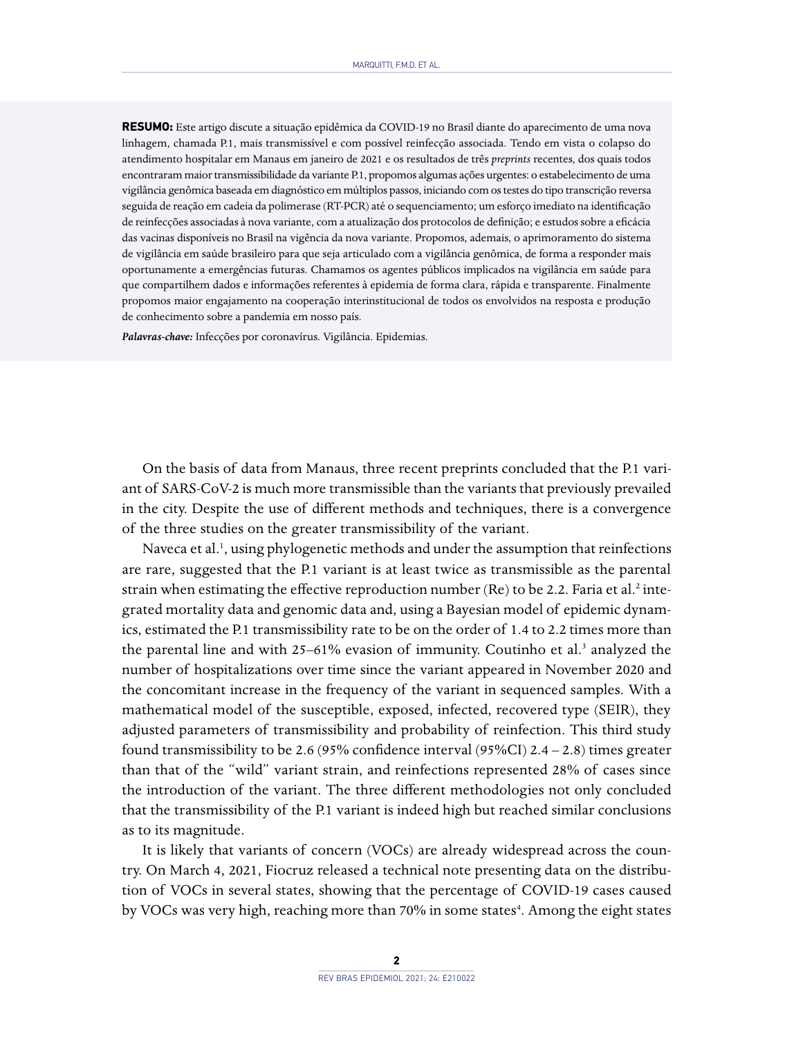**RESUMO:** Este artigo discute a situação epidêmica da COVID-19 no Brasil diante do aparecimento de uma nova linhagem, chamada P.1, mais transmissível e com possível reinfecção associada. Tendo em vista o colapso do atendimento hospitalar em Manaus em janeiro de 2021 e os resultados de três *preprints* recentes, dos quais todos encontraram maior transmissibilidade da variante P.1, propomos algumas ações urgentes: o estabelecimento de uma vigilância genômica baseada em diagnóstico em múltiplos passos, iniciando com os testes do tipo transcrição reversa seguida de reação em cadeia da polimerase (RT-PCR) até o sequenciamento; um esforço imediato na identificação de reinfecções associadas à nova variante, com a atualização dos protocolos de definição; e estudos sobre a eficácia das vacinas disponíveis no Brasil na vigência da nova variante. Propomos, ademais, o aprimoramento do sistema de vigilância em saúde brasileiro para que seja articulado com a vigilância genômica, de forma a responder mais oportunamente a emergências futuras. Chamamos os agentes públicos implicados na vigilância em saúde para que compartilhem dados e informações referentes à epidemia de forma clara, rápida e transparente. Finalmente propomos maior engajamento na cooperação interinstitucional de todos os envolvidos na resposta e produção de conhecimento sobre a pandemia em nosso país.

***Palavras-chave:*** Infecções por coronavírus. Vigilância. Epidemias.

On the basis of data from Manaus, three recent preprints concluded that the P.1 variant of SARS-CoV-2 is much more transmissible than the variants that previously prevailed in the city. Despite the use of different methods and techniques, there is a convergence of the three studies on the greater transmissibility of the variant.

Naveca et al.[1], using phylogenetic methods and under the assumption that reinfections are rare, suggested that the P.1 variant is at least twice as transmissible as the parental strain when estimating the effective reproduction number (Re) to be 2.2. Faria et al.[2] integrated mortality data and genomic data and, using a Bayesian model of epidemic dynamics, estimated the P.1 transmissibility rate to be on the order of 1.4 to 2.2 times more than the parental line and with 25–61% evasion of immunity. Coutinho et al.[3] analyzed the number of hospitalizations over time since the variant appeared in November 2020 and the concomitant increase in the frequency of the variant in sequenced samples. With a mathematical model of the susceptible, exposed, infected, recovered type (SEIR), they adjusted parameters of transmissibility and probability of reinfection. This third study found transmissibility to be 2.6 (95% confidence interval (95%CI) 2.4 – 2.8) times greater than that of the "wild" variant strain, and reinfections represented 28% of cases since the introduction of the variant. The three different methodologies not only concluded that the transmissibility of the P.1 variant is indeed high but reached similar conclusions as to its magnitude.

It is likely that variants of concern (VOCs) are already widespread across the country. On March 4, 2021, Fiocruz released a technical note presenting data on the distribution of VOCs in several states, showing that the percentage of COVID-19 cases caused by VOCs was very high, reaching more than 70% in some states[4]. Among the eight states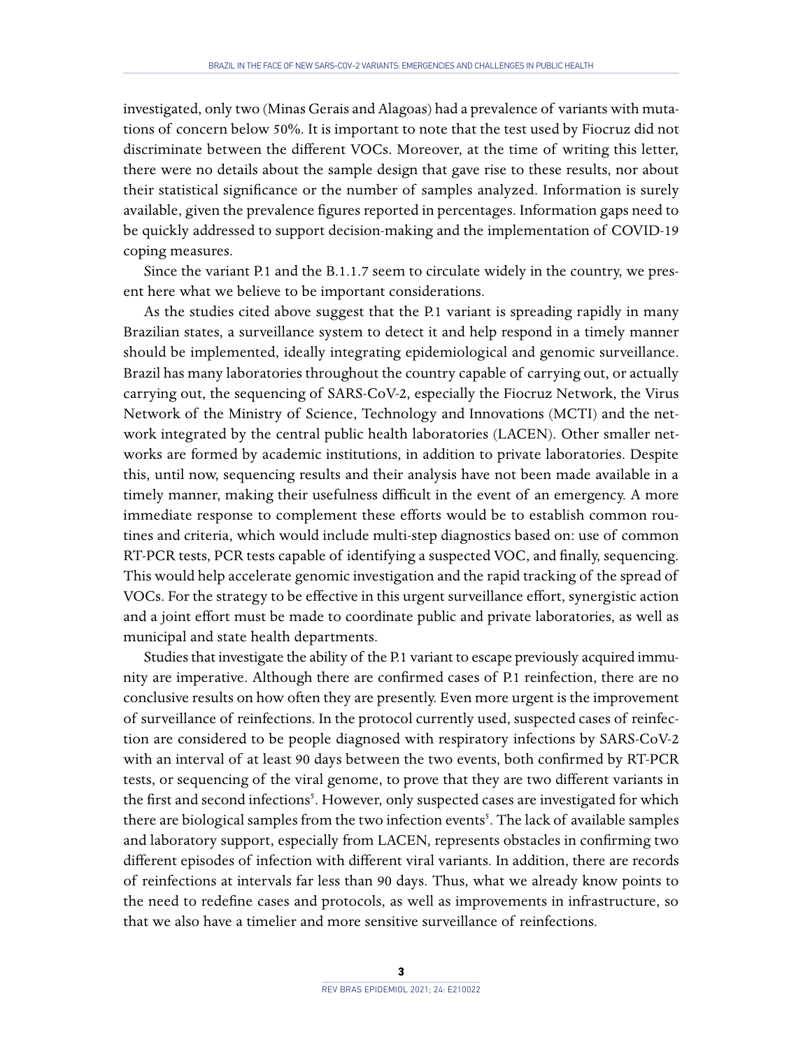investigated, only two (Minas Gerais and Alagoas) had a prevalence of variants with mutations of concern below 50%. It is important to note that the test used by Fiocruz did not discriminate between the different VOCs. Moreover, at the time of writing this letter, there were no details about the sample design that gave rise to these results, nor about their statistical significance or the number of samples analyzed. Information is surely available, given the prevalence figures reported in percentages. Information gaps need to be quickly addressed to support decision-making and the implementation of COVID-19 coping measures.

Since the variant P.1 and the B.1.1.7 seem to circulate widely in the country, we present here what we believe to be important considerations.

As the studies cited above suggest that the P.1 variant is spreading rapidly in many Brazilian states, a surveillance system to detect it and help respond in a timely manner should be implemented, ideally integrating epidemiological and genomic surveillance. Brazil has many laboratories throughout the country capable of carrying out, or actually carrying out, the sequencing of SARS-CoV-2, especially the Fiocruz Network, the Virus Network of the Ministry of Science, Technology and Innovations (MCTI) and the network integrated by the central public health laboratories (LACEN). Other smaller networks are formed by academic institutions, in addition to private laboratories. Despite this, until now, sequencing results and their analysis have not been made available in a timely manner, making their usefulness difficult in the event of an emergency. A more immediate response to complement these efforts would be to establish common routines and criteria, which would include multi-step diagnostics based on: use of common RT-PCR tests, PCR tests capable of identifying a suspected VOC, and finally, sequencing. This would help accelerate genomic investigation and the rapid tracking of the spread of VOCs. For the strategy to be effective in this urgent surveillance effort, synergistic action and a joint effort must be made to coordinate public and private laboratories, as well as municipal and state health departments.

Studies that investigate the ability of the P.1 variant to escape previously acquired immunity are imperative. Although there are confirmed cases of P.1 reinfection, there are no conclusive results on how often they are presently. Even more urgent is the improvement of surveillance of reinfections. In the protocol currently used, suspected cases of reinfection are considered to be people diagnosed with respiratory infections by SARS-CoV-2 with an interval of at least 90 days between the two events, both confirmed by RT-PCR tests, or sequencing of the viral genome, to prove that they are two different variants in the first and second infections[5]. However, only suspected cases are investigated for which there are biological samples from the two infection events[5]. The lack of available samples and laboratory support, especially from LACEN, represents obstacles in confirming two different episodes of infection with different viral variants. In addition, there are records of reinfections at intervals far less than 90 days. Thus, what we already know points to the need to redefine cases and protocols, as well as improvements in infrastructure, so that we also have a timelier and more sensitive surveillance of reinfections.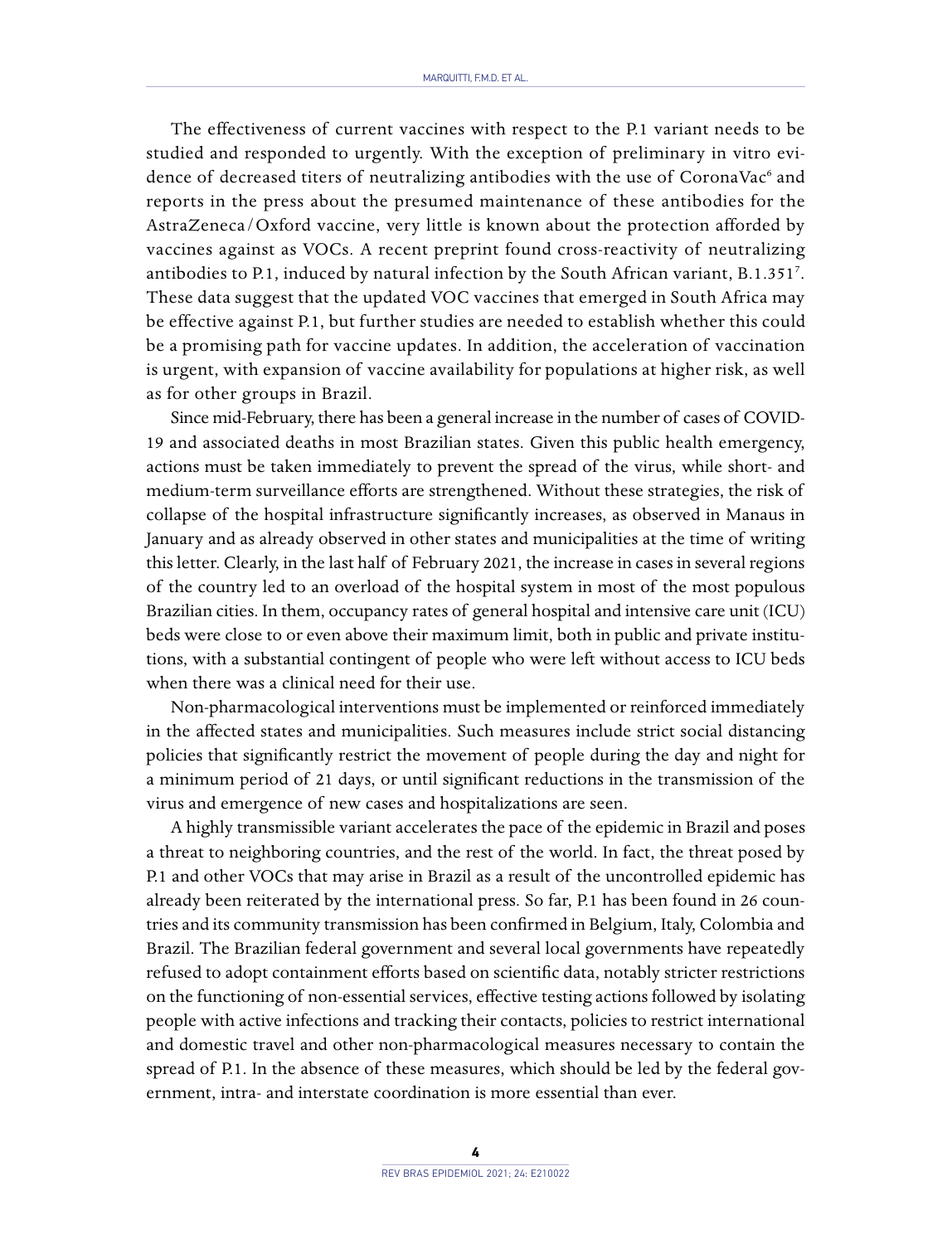The effectiveness of current vaccines with respect to the P.1 variant needs to be studied and responded to urgently. With the exception of preliminary in vitro evidence of decreased titers of neutralizing antibodies with the use of CoronaVac[6] and reports in the press about the presumed maintenance of these antibodies for the AstraZeneca/Oxford vaccine, very little is known about the protection afforded by vaccines against as VOCs. A recent preprint found cross-reactivity of neutralizing antibodies to P.1, induced by natural infection by the South African variant, B.1.351[7]. These data suggest that the updated VOC vaccines that emerged in South Africa may be effective against P.1, but further studies are needed to establish whether this could be a promising path for vaccine updates. In addition, the acceleration of vaccination is urgent, with expansion of vaccine availability for populations at higher risk, as well as for other groups in Brazil.

Since mid-February, there has been a general increase in the number of cases of COVID-19 and associated deaths in most Brazilian states. Given this public health emergency, actions must be taken immediately to prevent the spread of the virus, while short- and medium-term surveillance efforts are strengthened. Without these strategies, the risk of collapse of the hospital infrastructure significantly increases, as observed in Manaus in January and as already observed in other states and municipalities at the time of writing this letter. Clearly, in the last half of February 2021, the increase in cases in several regions of the country led to an overload of the hospital system in most of the most populous Brazilian cities. In them, occupancy rates of general hospital and intensive care unit (ICU) beds were close to or even above their maximum limit, both in public and private institutions, with a substantial contingent of people who were left without access to ICU beds when there was a clinical need for their use.

Non-pharmacological interventions must be implemented or reinforced immediately in the affected states and municipalities. Such measures include strict social distancing policies that significantly restrict the movement of people during the day and night for a minimum period of 21 days, or until significant reductions in the transmission of the virus and emergence of new cases and hospitalizations are seen.

A highly transmissible variant accelerates the pace of the epidemic in Brazil and poses a threat to neighboring countries, and the rest of the world. In fact, the threat posed by P.1 and other VOCs that may arise in Brazil as a result of the uncontrolled epidemic has already been reiterated by the international press. So far, P.1 has been found in 26 countries and its community transmission has been confirmed in Belgium, Italy, Colombia and Brazil. The Brazilian federal government and several local governments have repeatedly refused to adopt containment efforts based on scientific data, notably stricter restrictions on the functioning of non-essential services, effective testing actions followed by isolating people with active infections and tracking their contacts, policies to restrict international and domestic travel and other non-pharmacological measures necessary to contain the spread of P.1. In the absence of these measures, which should be led by the federal government, intra- and interstate coordination is more essential than ever.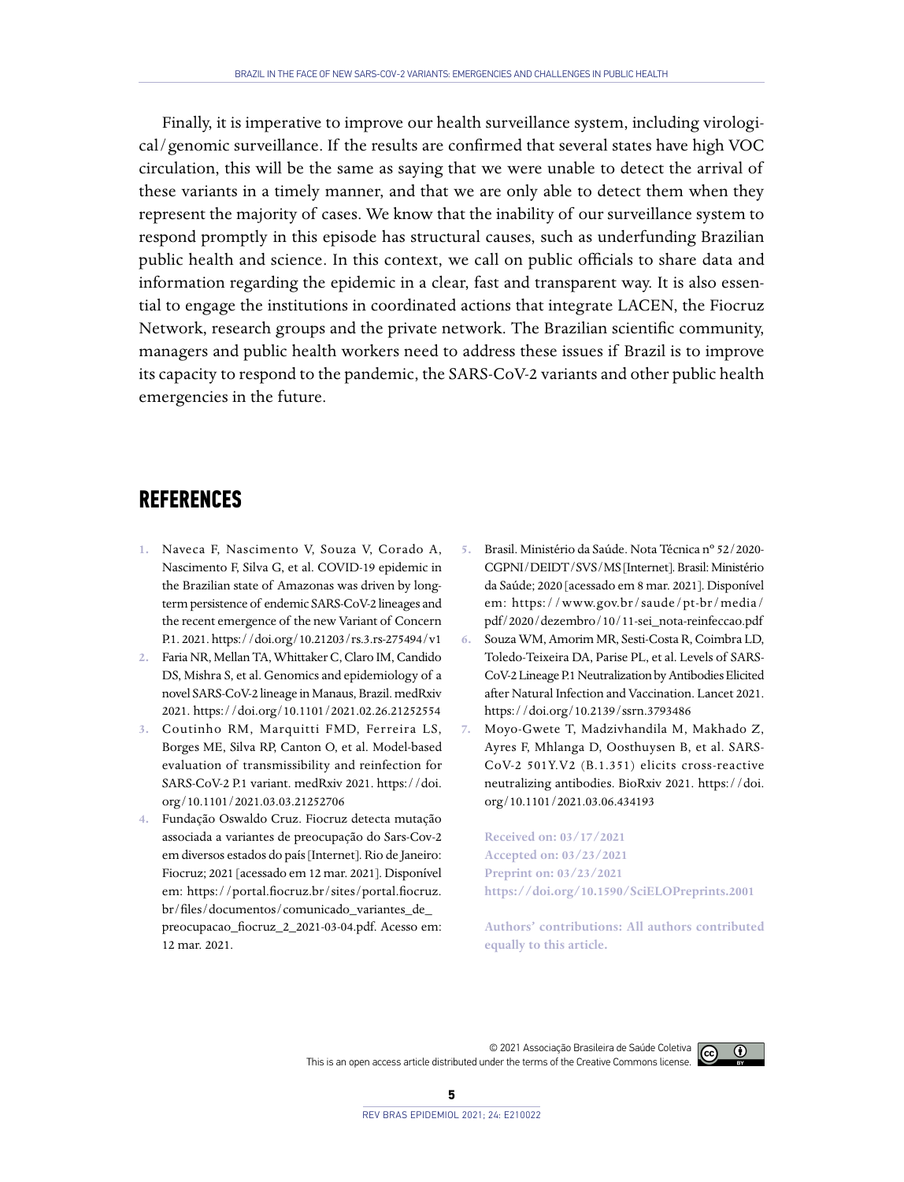Finally, it is imperative to improve our health surveillance system, including virological/genomic surveillance. If the results are confirmed that several states have high VOC circulation, this will be the same as saying that we were unable to detect the arrival of these variants in a timely manner, and that we are only able to detect them when they represent the majority of cases. We know that the inability of our surveillance system to respond promptly in this episode has structural causes, such as underfunding Brazilian public health and science. In this context, we call on public officials to share data and information regarding the epidemic in a clear, fast and transparent way. It is also essential to engage the institutions in coordinated actions that integrate LACEN, the Fiocruz Network, research groups and the private network. The Brazilian scientific community, managers and public health workers need to address these issues if Brazil is to improve its capacity to respond to the pandemic, the SARS-CoV-2 variants and other public health emergencies in the future.

## REFERENCES

1. Naveca F, Nascimento V, Souza V, Corado A, Nascimento F, Silva G, et al. COVID-19 epidemic in the Brazilian state of Amazonas was driven by long-term persistence of endemic SARS-CoV-2 lineages and the recent emergence of the new Variant of Concern P.1. 2021. https://doi.org/10.21203/rs.3.rs-275494/v1
2. Faria NR, Mellan TA, Whittaker C, Claro IM, Candido DS, Mishra S, et al. Genomics and epidemiology of a novel SARS-CoV-2 lineage in Manaus, Brazil. medRxiv 2021. https://doi.org/10.1101/2021.02.26.21252554
3. Coutinho RM, Marquitti FMD, Ferreira LS, Borges ME, Silva RP, Canton O, et al. Model-based evaluation of transmissibility and reinfection for SARS-CoV-2 P.1 variant. medRxiv 2021. https://doi.org/10.1101/2021.03.03.21252706
4. Fundação Oswaldo Cruz. Fiocruz detecta mutação associada a variantes de preocupação do Sars-Cov-2 em diversos estados do país [Internet]. Rio de Janeiro: Fiocruz; 2021 [acessado em 12 mar. 2021]. Disponível em: https://portal.fiocruz.br/sites/portal.fiocruz.br/files/documentos/comunicado_variantes_de_preocupacao_fiocruz_2_2021-03-04.pdf. Acesso em: 12 mar. 2021.
5. Brasil. Ministério da Saúde. Nota Técnica nº 52/2020-CGPNI/DEIDT/SVS/MS [Internet]. Brasil: Ministério da Saúde; 2020 [acessado em 8 mar. 2021]. Disponível em: https://www.gov.br/saude/pt-br/media/pdf/2020/dezembro/10/11-sei_nota-reinfeccao.pdf
6. Souza WM, Amorim MR, Sesti-Costa R, Coimbra LD, Toledo-Teixeira DA, Parise PL, et al. Levels of SARS-CoV-2 Lineage P.1 Neutralization by Antibodies Elicited after Natural Infection and Vaccination. Lancet 2021. https://doi.org/10.2139/ssrn.3793486
7. Moyo-Gwete T, Madzivhandila M, Makhado Z, Ayres F, Mhlanga D, Oosthuysen B, et al. SARS-CoV-2 501Y.V2 (B.1.351) elicits cross-reactive neutralizing antibodies. BioRxiv 2021. https://doi.org/10.1101/2021.03.06.434193

**Received on: 03/17/2021**
**Accepted on: 03/23/2021**
**Preprint on: 03/23/2021**
**https://doi.org/10.1590/SciELOPreprints.2001**

**Authors' contributions: All authors contributed equally to this article.**

© 2021 Associação Brasileira de Saúde Coletiva
This is an open access article distributed under the terms of the Creative Commons license.